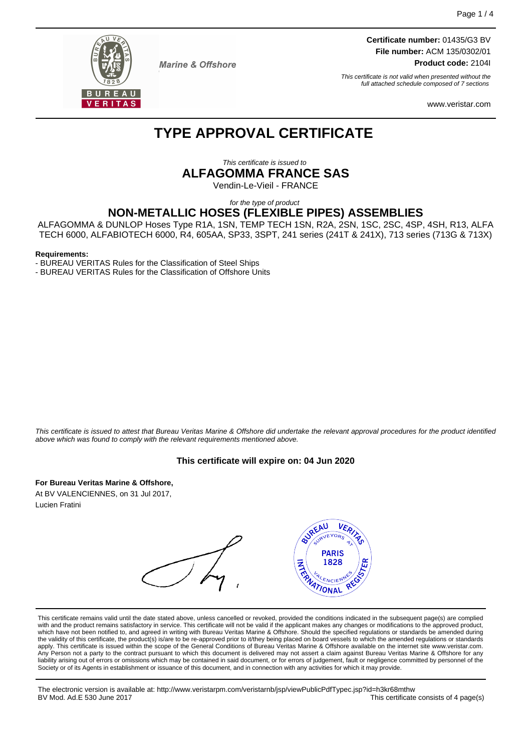**Marine & Offshore**

**Certificate number:** 01435/G3 BV
**File number:** ACM 135/0302/01
**Product code:** 2104I

*This certificate is not valid when presented without the full attached schedule composed of 7 sections*

www.veristar.com

# TYPE APPROVAL CERTIFICATE

*This certificate is issued to*

## ALFAGOMMA FRANCE SAS

Vendin-Le-Vieil - FRANCE

*for the type of product*

## NON-METALLIC HOSES (FLEXIBLE PIPES) ASSEMBLIES

ALFAGOMMA & DUNLOP Hoses Type R1A, 1SN, TEMP TECH 1SN, R2A, 2SN, 1SC, 2SC, 4SP, 4SH, R13, ALFA TECH 6000, ALFABIOTECH 6000, R4, 605AA, SP33, 3SPT, 241 series (241T & 241X), 713 series (713G & 713X)

**Requirements:**

- BUREAU VERITAS Rules for the Classification of Steel Ships
- BUREAU VERITAS Rules for the Classification of Offshore Units

*This certificate is issued to attest that Bureau Veritas Marine & Offshore did undertake the relevant approval procedures for the product identified above which was found to comply with the relevant requirements mentioned above.*

**This certificate will expire on: 04 Jun 2020**

**For Bureau Veritas Marine & Offshore,**
At BV VALENCIENNES, on 31 Jul 2017,
Lucien Fratini

This certificate remains valid until the date stated above, unless cancelled or revoked, provided the conditions indicated in the subsequent page(s) are complied with and the product remains satisfactory in service. This certificate will not be valid if the applicant makes any changes or modifications to the approved product, which have not been notified to, and agreed in writing with Bureau Veritas Marine & Offshore. Should the specified regulations or standards be amended during the validity of this certificate, the product(s) is/are to be re-approved prior to it/they being placed on board vessels to which the amended regulations or standards apply. This certificate is issued within the scope of the General Conditions of Bureau Veritas Marine & Offshore available on the internet site www.veristar.com. Any Person not a party to the contract pursuant to which this document is delivered may not assert a claim against Bureau Veritas Marine & Offshore for any liability arising out of errors or omissions which may be contained in said document, or for errors of judgement, fault or negligence committed by personnel of the Society or of its Agents in establishment or issuance of this document, and in connection with any activities for which it may provide.

The electronic version is available at: http://www.veristarpm.com/veristarnb/jsp/viewPublicPdfTypec.jsp?id=h3kr68mthw
BV Mod. Ad.E 530 June 2017

This certificate consists of 4 page(s)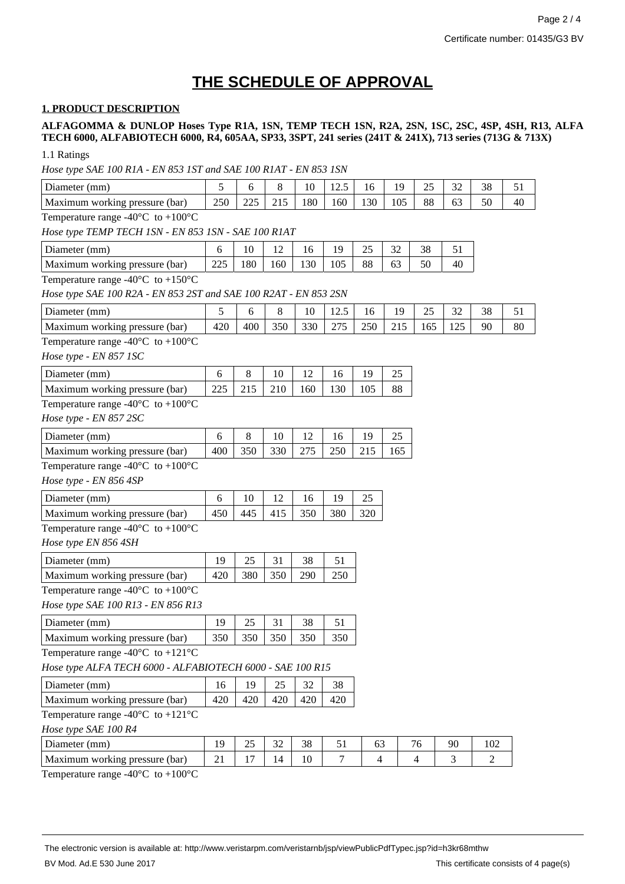# THE SCHEDULE OF APPROVAL

## 1. PRODUCT DESCRIPTION

**ALFAGOMMA & DUNLOP Hoses Type R1A, 1SN, TEMP TECH 1SN, R2A, 2SN, 1SC, 2SC, 4SP, 4SH, R13, ALFA TECH 6000, ALFABIOTECH 6000, R4, 605AA, SP33, 3SPT, 241 series (241T & 241X), 713 series (713G & 713X)**

1.1 Ratings

*Hose type SAE 100 R1A - EN 853 1ST and SAE 100 R1AT - EN 853 1SN*

| Diameter (mm) | 5 | 6 | 8 | 10 | 12.5 | 16 | 19 | 25 | 32 | 38 | 51 |
|---|---|---|---|---|---|---|---|---|---|---|---|
| Maximum working pressure (bar) | 250 | 225 | 215 | 180 | 160 | 130 | 105 | 88 | 63 | 50 | 40 |

Temperature range -40°C to +100°C

*Hose type TEMP TECH 1SN - EN 853 1SN - SAE 100 R1AT*

| Diameter (mm) | 6 | 10 | 12 | 16 | 19 | 25 | 32 | 38 | 51 |
|---|---|---|---|---|---|---|---|---|---|
| Maximum working pressure (bar) | 225 | 180 | 160 | 130 | 105 | 88 | 63 | 50 | 40 |

Temperature range -40°C to +150°C

*Hose type SAE 100 R2A - EN 853 2ST and SAE 100 R2AT - EN 853 2SN*

| Diameter (mm) | 5 | 6 | 8 | 10 | 12.5 | 16 | 19 | 25 | 32 | 38 | 51 |
|---|---|---|---|---|---|---|---|---|---|---|---|
| Maximum working pressure (bar) | 420 | 400 | 350 | 330 | 275 | 250 | 215 | 165 | 125 | 90 | 80 |

Temperature range -40°C to +100°C

*Hose type - EN 857 1SC*

| Diameter (mm) | 6 | 8 | 10 | 12 | 16 | 19 | 25 |
|---|---|---|---|---|---|---|---|
| Maximum working pressure (bar) | 225 | 215 | 210 | 160 | 130 | 105 | 88 |

Temperature range -40°C to +100°C

*Hose type - EN 857 2SC*

| Diameter (mm) | 6 | 8 | 10 | 12 | 16 | 19 | 25 |
|---|---|---|---|---|---|---|---|
| Maximum working pressure (bar) | 400 | 350 | 330 | 275 | 250 | 215 | 165 |

Temperature range -40°C to +100°C

*Hose type - EN 856 4SP*

| Diameter (mm) | 6 | 10 | 12 | 16 | 19 | 25 |
|---|---|---|---|---|---|---|
| Maximum working pressure (bar) | 450 | 445 | 415 | 350 | 380 | 320 |

Temperature range -40°C to +100°C

*Hose type EN 856 4SH*

| Diameter (mm) | 19 | 25 | 31 | 38 | 51 |
|---|---|---|---|---|---|
| Maximum working pressure (bar) | 420 | 380 | 350 | 290 | 250 |

Temperature range -40°C to +100°C

*Hose type SAE 100 R13 - EN 856 R13*

| Diameter (mm) | 19 | 25 | 31 | 38 | 51 |
|---|---|---|---|---|---|
| Maximum working pressure (bar) | 350 | 350 | 350 | 350 | 350 |

Temperature range -40°C to +121°C

*Hose type ALFA TECH 6000 - ALFABIOTECH 6000 - SAE 100 R15*

| Diameter (mm) | 16 | 19 | 25 | 32 | 38 |
|---|---|---|---|---|---|
| Maximum working pressure (bar) | 420 | 420 | 420 | 420 | 420 |

Temperature range -40°C to +121°C

*Hose type SAE 100 R4*

| Diameter (mm) | 19 | 25 | 32 | 38 | 51 | 63 | 76 | 90 | 102 |
|---|---|---|---|---|---|---|---|---|---|
| Maximum working pressure (bar) | 21 | 17 | 14 | 10 | 7 | 4 | 4 | 3 | 2 |

Temperature range -40°C to +100°C

The electronic version is available at: http://www.veristarpm.com/veristarnb/jsp/viewPublicPdfTypec.jsp?id=h3kr68mthw

BV Mod. Ad.E 530 June 2017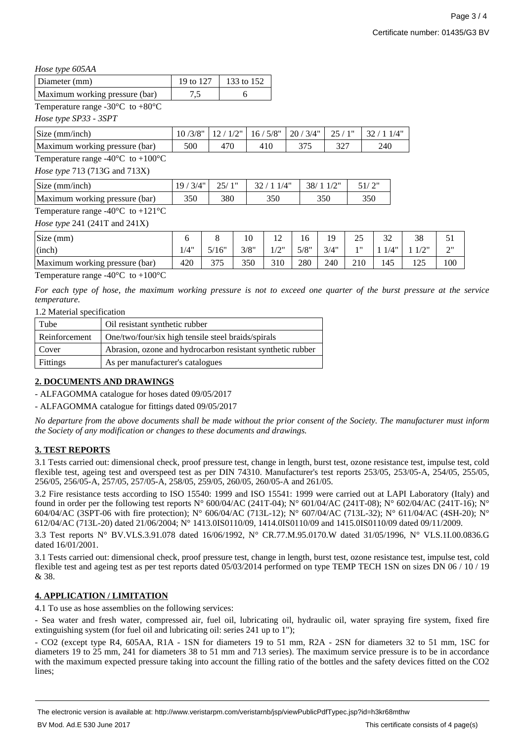*Hose type 605AA*

| Diameter (mm) | 19 to 127 | 133 to 152 |
|---|---|---|
| Maximum working pressure (bar) | 7,5 | 6 |

Temperature range -30°C to +80°C

*Hose type SP33 - 3SPT*

| Size (mm/inch) | 10 /3/8" | 12 / 1/2" | 16 / 5/8" | 20 / 3/4" | 25 / 1" | 32 / 1 1/4" |
|---|---|---|---|---|---|---|
| Maximum working pressure (bar) | 500 | 470 | 410 | 375 | 327 | 240 |

Temperature range -40°C to +100°C

*Hose type* 713 (713G and 713X)

| Size (mm/inch) | 19 / 3/4" | 25/ 1" | 32 / 1 1/4" | 38/ 1 1/2" | 51/ 2" |
|---|---|---|---|---|---|
| Maximum working pressure (bar) | 350 | 380 | 350 | 350 | 350 |

Temperature range -40°C to +121°C

*Hose type* 241 (241T and 241X)

| Size (mm) | 6 | 8 | 10 | 12 | 16 | 19 | 25 | 32 | 38 | 51 |
|---|---|---|---|---|---|---|---|---|---|---|
| (inch) | 1/4" | 5/16" | 3/8" | 1/2" | 5/8" | 3/4" | 1" | 1 1/4" | 1 1/2" | 2" |
| Maximum working pressure (bar) | 420 | 375 | 350 | 310 | 280 | 240 | 210 | 145 | 125 | 100 |

Temperature range -40°C to +100°C

*For each type of hose, the maximum working pressure is not to exceed one quarter of the burst pressure at the service temperature.*

1.2 Material specification

| Tube | Oil resistant synthetic rubber |
|---|---|
| Reinforcement | One/two/four/six high tensile steel braids/spirals |
| Cover | Abrasion, ozone and hydrocarbon resistant synthetic rubber |
| Fittings | As per manufacturer's catalogues |

## 2. DOCUMENTS AND DRAWINGS

- ALFAGOMMA catalogue for hoses dated 09/05/2017
- ALFAGOMMA catalogue for fittings dated 09/05/2017

*No departure from the above documents shall be made without the prior consent of the Society. The manufacturer must inform the Society of any modification or changes to these documents and drawings.*

## 3. TEST REPORTS

3.1 Tests carried out: dimensional check, proof pressure test, change in length, burst test, ozone resistance test, impulse test, cold flexible test, ageing test and overspeed test as per DIN 74310. Manufacturer's test reports 253/05, 253/05-A, 254/05, 255/05, 256/05, 256/05-A, 257/05, 257/05-A, 258/05, 259/05, 260/05, 260/05-A and 261/05.

3.2 Fire resistance tests according to ISO 15540: 1999 and ISO 15541: 1999 were carried out at LAPI Laboratory (Italy) and found in order per the following test reports N° 600/04/AC (241T-04); N° 601/04/AC (241T-08); N° 602/04/AC (241T-16); N° 604/04/AC (3SPT-06 with fire protection); N° 606/04/AC (713L-12); N° 607/04/AC (713L-32); N° 611/04/AC (4SH-20); N° 612/04/AC (713L-20) dated 21/06/2004; N° 1413.0IS0110/09, 1414.0IS0110/09 and 1415.0IS0110/09 dated 09/11/2009.

3.3 Test reports N° BV.VLS.3.91.078 dated 16/06/1992, N° CR.77.M.95.0170.W dated 31/05/1996, N° VLS.1I.00.0836.G dated 16/01/2001.

3.1 Tests carried out: dimensional check, proof pressure test, change in length, burst test, ozone resistance test, impulse test, cold flexible test and ageing test as per test reports dated 05/03/2014 performed on type TEMP TECH 1SN on sizes DN 06 / 10 / 19 & 38.

## 4. APPLICATION / LIMITATION

4.1 To use as hose assemblies on the following services:

- Sea water and fresh water, compressed air, fuel oil, lubricating oil, hydraulic oil, water spraying fire system, fixed fire extinguishing system (for fuel oil and lubricating oil: series 241 up to 1");
- CO2 (except type R4, 605AA, R1A - 1SN for diameters 19 to 51 mm, R2A - 2SN for diameters 32 to 51 mm, 1SC for diameters 19 to 25 mm, 241 for diameters 38 to 51 mm and 713 series). The maximum service pressure is to be in accordance with the maximum expected pressure taking into account the filling ratio of the bottles and the safety devices fitted on the CO2 lines;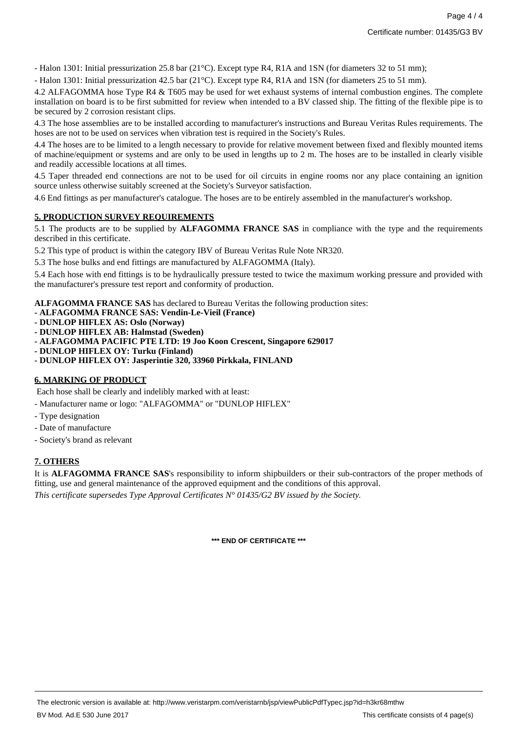- Halon 1301: Initial pressurization 25.8 bar (21°C). Except type R4, R1A and 1SN (for diameters 32 to 51 mm);

- Halon 1301: Initial pressurization 42.5 bar (21°C). Except type R4, R1A and 1SN (for diameters 25 to 51 mm).

4.2 ALFAGOMMA hose Type R4 & T605 may be used for wet exhaust systems of internal combustion engines. The complete installation on board is to be first submitted for review when intended to a BV classed ship. The fitting of the flexible pipe is to be secured by 2 corrosion resistant clips.

4.3 The hose assemblies are to be installed according to manufacturer's instructions and Bureau Veritas Rules requirements. The hoses are not to be used on services when vibration test is required in the Society's Rules.

4.4 The hoses are to be limited to a length necessary to provide for relative movement between fixed and flexibly mounted items of machine/equipment or systems and are only to be used in lengths up to 2 m. The hoses are to be installed in clearly visible and readily accessible locations at all times.

4.5 Taper threaded end connections are not to be used for oil circuits in engine rooms nor any place containing an ignition source unless otherwise suitably screened at the Society's Surveyor satisfaction.

4.6 End fittings as per manufacturer's catalogue. The hoses are to be entirely assembled in the manufacturer's workshop.

## 5. PRODUCTION SURVEY REQUIREMENTS

5.1 The products are to be supplied by **ALFAGOMMA FRANCE SAS** in compliance with the type and the requirements described in this certificate.

5.2 This type of product is within the category IBV of Bureau Veritas Rule Note NR320.

5.3 The hose bulks and end fittings are manufactured by ALFAGOMMA (Italy).

5.4 Each hose with end fittings is to be hydraulically pressure tested to twice the maximum working pressure and provided with the manufacturer's pressure test report and conformity of production.

**ALFAGOMMA FRANCE SAS** has declared to Bureau Veritas the following production sites:

- **ALFAGOMMA FRANCE SAS: Vendin-Le-Vieil (France)**
- **DUNLOP HIFLEX AS: Oslo (Norway)**
- **DUNLOP HIFLEX AB: Halmstad (Sweden)**
- **ALFAGOMMA PACIFIC PTE LTD: 19 Joo Koon Crescent, Singapore 629017**
- **DUNLOP HIFLEX OY: Turku (Finland)**
- **DUNLOP HIFLEX OY: Jasperintie 320, 33960 Pirkkala, FINLAND**

## 6. MARKING OF PRODUCT

Each hose shall be clearly and indelibly marked with at least:

- Manufacturer name or logo: "ALFAGOMMA" or "DUNLOP HIFLEX"
- Type designation
- Date of manufacture
- Society's brand as relevant

## 7. OTHERS

It is **ALFAGOMMA FRANCE SAS**'s responsibility to inform shipbuilders or their sub-contractors of the proper methods of fitting, use and general maintenance of the approved equipment and the conditions of this approval.

*This certificate supersedes Type Approval Certificates N° 01435/G2 BV issued by the Society.*

**\*\*\* END OF CERTIFICATE \*\*\***

The electronic version is available at: http://www.veristarpm.com/veristarnb/jsp/viewPublicPdfTypec.jsp?id=h3kr68mthw

BV Mod. Ad.E 530 June 2017